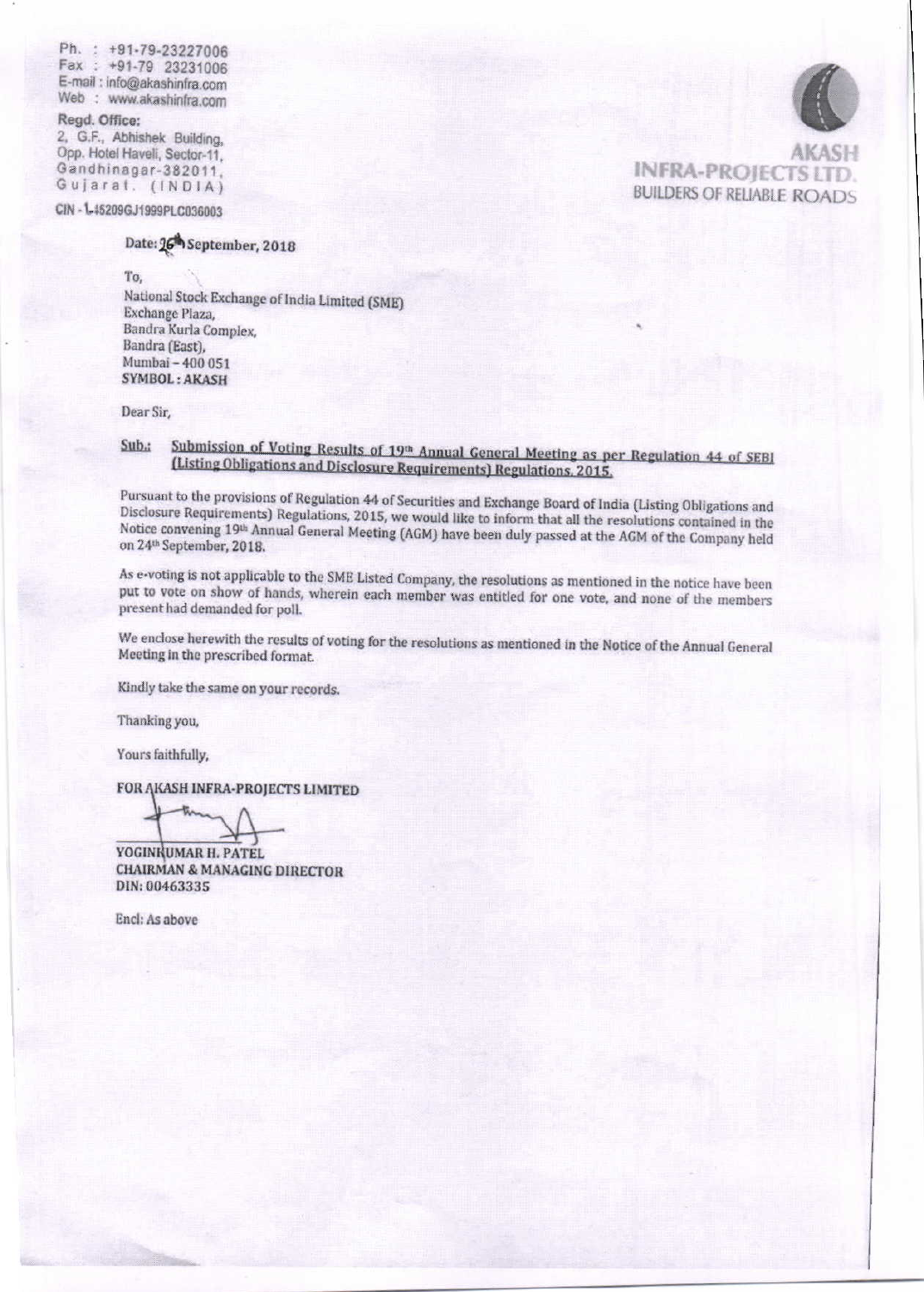Ph. : +91-79-23227006
Fax : +91-79 23231006
E-mail : info@akashinfra.com
Web : www.akashinfra.com

**Regd. Office:**
2, G.F., Abhishek Building,
Opp. Hotel Haveli, Sector-11,
Gandhinagar-382011,
Gujarat. (INDIA)

CIN - L45209GJ1999PLC036003

**AKASH INFRA-PROJECTS LTD.**
BUILDERS OF RELIABLE ROADS

Date: 26th September, 2018

To,
National Stock Exchange of India Limited (SME)
Exchange Plaza,
Bandra Kurla Complex,
Bandra (East),
Mumbai – 400 051
**SYMBOL : AKASH**

Dear Sir,

**Sub.: Submission of Voting Results of 19th Annual General Meeting as per Regulation 44 of SEBI (Listing Obligations and Disclosure Requirements) Regulations, 2015.**

Pursuant to the provisions of Regulation 44 of Securities and Exchange Board of India (Listing Obligations and Disclosure Requirements) Regulations, 2015, we would like to inform that all the resolutions contained in the Notice convening 19th Annual General Meeting (AGM) have been duly passed at the AGM of the Company held on 24th September, 2018.

As e-voting is not applicable to the SME Listed Company, the resolutions as mentioned in the notice have been put to vote on show of hands, wherein each member was entitled for one vote, and none of the members present had demanded for poll.

We enclose herewith the results of voting for the resolutions as mentioned in the Notice of the Annual General Meeting in the prescribed format.

Kindly take the same on your records.

Thanking you,

Yours faithfully,

**FOR AKASH INFRA-PROJECTS LIMITED**

**YOGINKUMAR H. PATEL**
**CHAIRMAN & MANAGING DIRECTOR**
**DIN: 00463335**

Encl: As above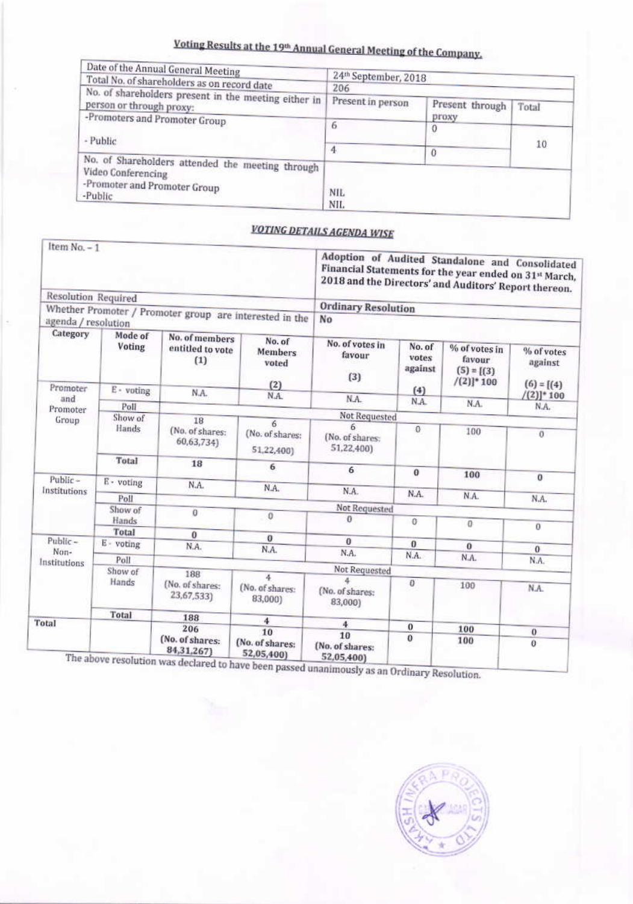## Voting Results at the 19th Annual General Meeting of the Company.

| Date of the Annual General Meeting | 24th September, 2018 | | |
|---|---|---|---|
| Total No. of shareholders as on record date | 206 | | |
| No. of shareholders present in the meeting either in person or through proxy: | Present in person | Present through proxy | Total |
| -Promoters and Promoter Group | 6 | 0 | 10 |
| - Public | 4 | 0 | |
| No. of Shareholders attended the meeting through Video Conferencing | | | |
| -Promoter and Promoter Group | NIL | | |
| -Public | NIL | | |

### *VOTING DETAILS AGENDA WISE*

| Item No. – 1 | | Adoption of Audited Standalone and Consolidated Financial Statements for the year ended on 31st March, 2018 and the Directors' and Auditors' Report thereon. | | | | | |
|---|---|---|---|---|---|---|---|
| Resolution Required | | Ordinary Resolution | | | | | |
| Whether Promoter / Promoter group are interested in the agenda / resolution | | No | | | | | |
| Category | Mode of Voting | No. of members entitled to vote (1) | No. of Members voted (2) | No. of votes in favour (3) | No. of votes against (4) | % of votes in favour (5) = [(3) /(2)]* 100 | % of votes against (6) = [(4) /(2)]* 100 |
| Promoter and Promoter Group | E - voting | N.A. | N.A. | N.A. | N.A. | N.A. | N.A. |
| | Poll | Not Requested | | | | | |
| | Show of Hands | 18 (No. of shares: 60,63,734) | 6 (No. of shares: 51,22,400) | 6 (No. of shares: 51,22,400) | 0 | 100 | 0 |
| | Total | 18 | 6 | 6 | 0 | 100 | 0 |
| Public – Institutions | E - voting | N.A. | N.A. | N.A. | N.A. | N.A. | N.A. |
| | Poll | Not Requested | | | | | |
| | Show of Hands | 0 | 0 | 0 | 0 | 0 | 0 |
| | Total | 0 | 0 | 0 | 0 | 0 | 0 |
| Public – Non-Institutions | E - voting | N.A. | N.A. | N.A. | N.A. | N.A. | N.A. |
| | Poll | Not Requested | | | | | |
| | Show of Hands | 188 (No. of shares: 23,67,533) | 4 (No. of shares: 83,000) | 4 (No. of shares: 83,000) | 0 | 100 | N.A. |
| | Total | 188 | 4 | 4 | 0 | 100 | 0 |
| Total | | 206 (No. of shares: 84,31,267) | 10 (No. of shares: 52,05,400) | 10 (No. of shares: 52,05,400) | 0 | 100 | 0 |

The above resolution was declared to have been passed unanimously as an Ordinary Resolution.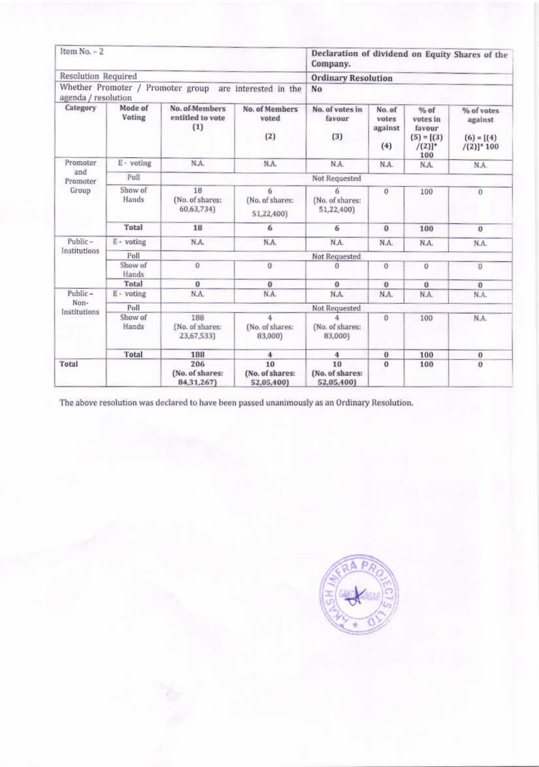| Item No. – 2 | | | | Declaration of dividend on Equity Shares of the Company. | | | |
|---|---|---|---|---|---|---|---|
| Resolution Required | | | | **Ordinary Resolution** | | | |
| Whether Promoter / Promoter group are interested in the agenda / resolution | | | | **No** | | | |
| **Category** | **Mode of Voting** | **No. of Members entitled to vote (1)** | **No. of Members voted (2)** | **No. of votes in favour (3)** | **No. of votes against (4)** | **% of votes in favour (5) = [(3) /(2)]* 100** | **% of votes against (6) = [(4) /(2)]* 100** |
| Promoter and Promoter Group | E - voting | N.A. | N.A. | N.A. | N.A. | N.A. | N.A. |
| | Poll | Not Requested | | | | | |
| | Show of Hands | 18 (No. of shares: 60,63,734) | 6 (No. of shares: 51,22,400) | 6 (No. of shares: 51,22,400) | 0 | 100 | 0 |
| | **Total** | **18** | **6** | **6** | **0** | **100** | **0** |
| Public – Institutions | E - voting | N.A. | N.A. | N.A. | N.A. | N.A. | N.A. |
| | Poll | Not Requested | | | | | |
| | Show of Hands | 0 | 0 | 0 | 0 | 0 | 0 |
| | **Total** | **0** | **0** | **0** | **0** | **0** | **0** |
| Public – Non-Institutions | E - voting | N.A. | N.A. | N.A. | N.A. | N.A. | N.A. |
| | Poll | Not Requested | | | | | |
| | Show of Hands | 188 (No. of shares: 23,67,533) | 4 (No. of shares: 83,000) | 4 (No. of shares: 83,000) | 0 | 100 | N.A. |
| | **Total** | **188** | **4** | **4** | **0** | **100** | **0** |
| **Total** | | **206 (No. of shares: 84,31,267)** | **10 (No. of shares: 52,05,400)** | **10 (No. of shares: 52,05,400)** | **0** | **100** | **0** |

The above resolution was declared to have been passed unanimously as an Ordinary Resolution.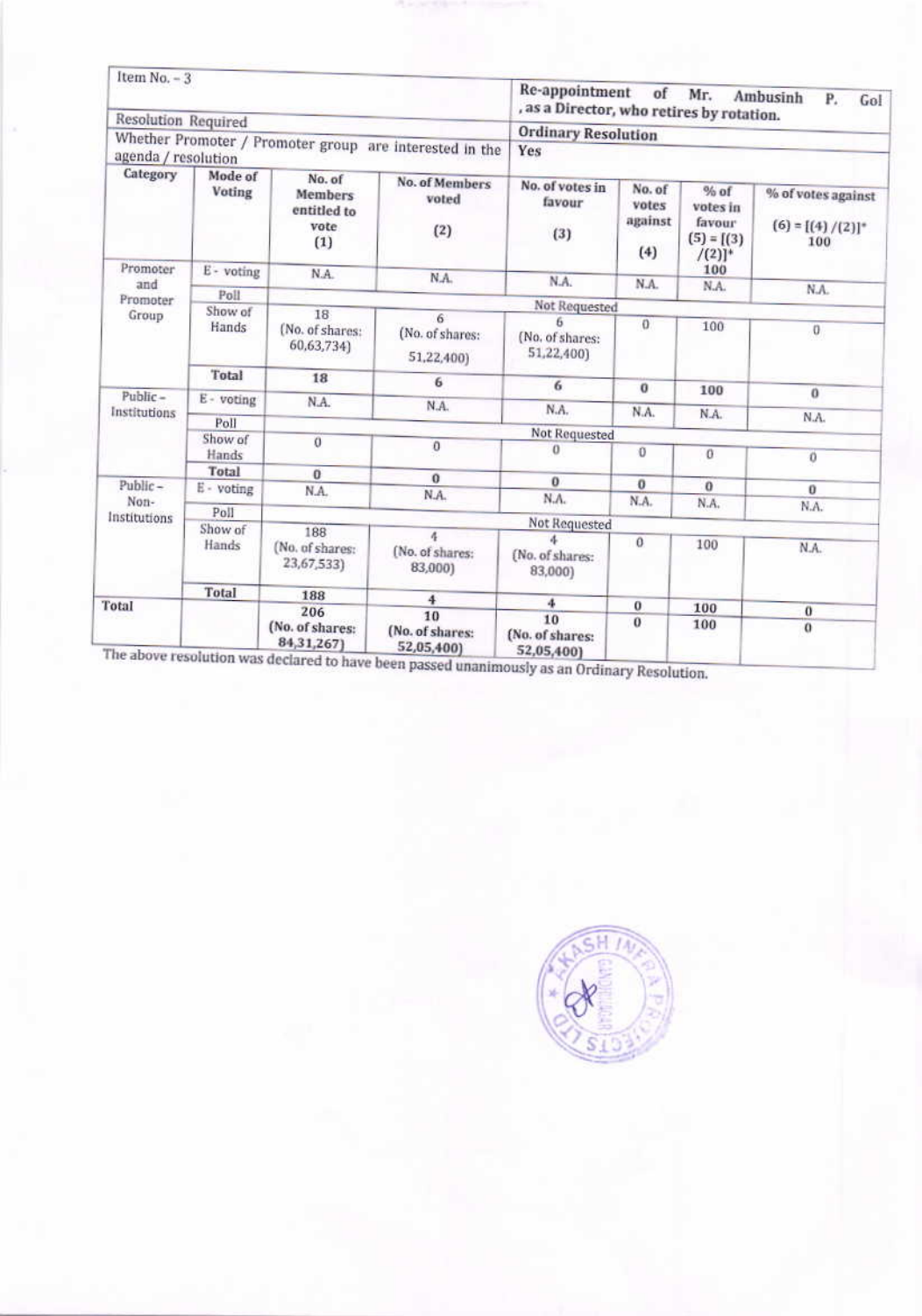| Item No. – 3 | | | | Re-appointment of Mr. Ambusinh P. Gol , as a Director, who retires by rotation. | | | |
|---|---|---|---|---|---|---|---|
| Resolution Required | | | | Ordinary Resolution | | | |
| Whether Promoter / Promoter group are interested in the agenda / resolution | | | | Yes | | | |
| Category | Mode of Voting | No. of Members entitled to vote (1) | No. of Members voted (2) | No. of votes in favour (3) | No. of votes against (4) | % of votes in favour (5) = [(3) /(2)]* 100 | % of votes against (6) = [(4) /(2)]* 100 |
| Promoter and Promoter Group | E - voting | N.A. | N.A. | N.A. | N.A. | N.A. | N.A. |
| | Poll | Not Requested | | | | | |
| | Show of Hands | 18 (No. of shares: 60,63,734) | 6 (No. of shares: 51,22,400) | 6 (No. of shares: 51,22,400) | 0 | 100 | 0 |
| | Total | 18 | 6 | 6 | 0 | 100 | 0 |
| Public – Institutions | E - voting | N.A. | N.A. | N.A. | N.A. | N.A. | N.A. |
| | Poll | Not Requested | | | | | |
| | Show of Hands | 0 | 0 | 0 | 0 | 0 | 0 |
| | Total | 0 | 0 | 0 | 0 | 0 | 0 |
| Public – Non-Institutions | E - voting | N.A. | N.A. | N.A. | N.A. | N.A. | N.A. |
| | Poll | Not Requested | | | | | |
| | Show of Hands | 188 (No. of shares: 23,67,533) | 4 (No. of shares: 83,000) | 4 (No. of shares: 83,000) | 0 | 100 | N.A. |
| | Total | 188 | 4 | 4 | 0 | 100 | 0 |
| Total | | 206 (No. of shares: 84,31,267) | 10 (No. of shares: 52,05,400) | 10 (No. of shares: 52,05,400) | 0 | 100 | 0 |

The above resolution was declared to have been passed unanimously as an Ordinary Resolution.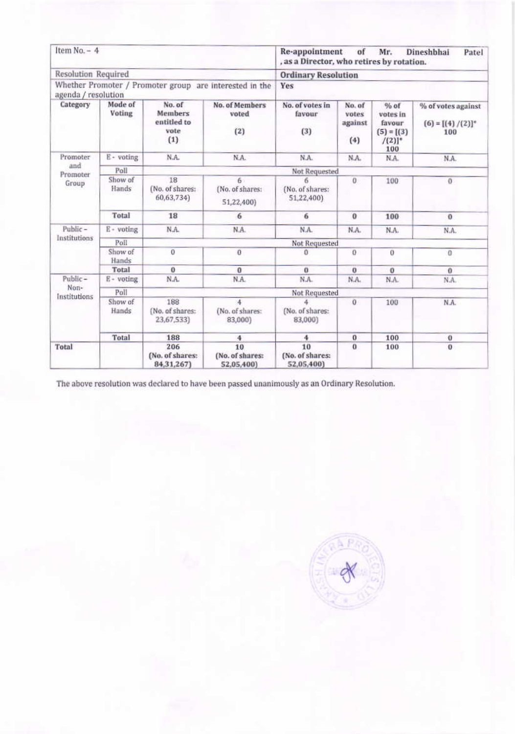| Item No. – 4 | | | | Re-appointment of Mr. Dineshbhai Patel , as a Director, who retires by rotation. | | | |
|---|---|---|---|---|---|---|---|
| Resolution Required | | | | Ordinary Resolution | | | |
| Whether Promoter / Promoter group are interested in the agenda / resolution | | | | Yes | | | |
| Category | Mode of Voting | No. of Members entitled to vote (1) | No. of Members voted (2) | No. of votes in favour (3) | No. of votes against (4) | % of votes in favour (5) = [(3) /(2)]* 100 | % of votes against (6) = [(4) /(2)]* 100 |
| Promoter and Promoter Group | E - voting | N.A. | N.A. | N.A. | N.A. | N.A. | N.A. |
| | Poll | Not Requested | | | | | |
| | Show of Hands | 18 (No. of shares: 60,63,734) | 6 (No. of shares: 51,22,400) | 6 (No. of shares: 51,22,400) | 0 | 100 | 0 |
| | **Total** | **18** | **6** | **6** | **0** | **100** | **0** |
| Public – Institutions | E - voting | N.A. | N.A. | N.A. | N.A. | N.A. | N.A. |
| | Poll | Not Requested | | | | | |
| | Show of Hands | 0 | 0 | 0 | 0 | 0 | 0 |
| | **Total** | **0** | **0** | **0** | **0** | **0** | **0** |
| Public – Non-Institutions | E - voting | N.A. | N.A. | N.A. | N.A. | N.A. | N.A. |
| | Poll | Not Requested | | | | | |
| | Show of Hands | 188 (No. of shares: 23,67,533) | 4 (No. of shares: 83,000) | 4 (No. of shares: 83,000) | 0 | 100 | N.A. |
| | **Total** | **188** | **4** | **4** | **0** | **100** | **0** |
| **Total** | | **206 (No. of shares: 84,31,267)** | **10 (No. of shares: 52,05,400)** | **10 (No. of shares: 52,05,400)** | **0** | **100** | **0** |

The above resolution was declared to have been passed unanimously as an Ordinary Resolution.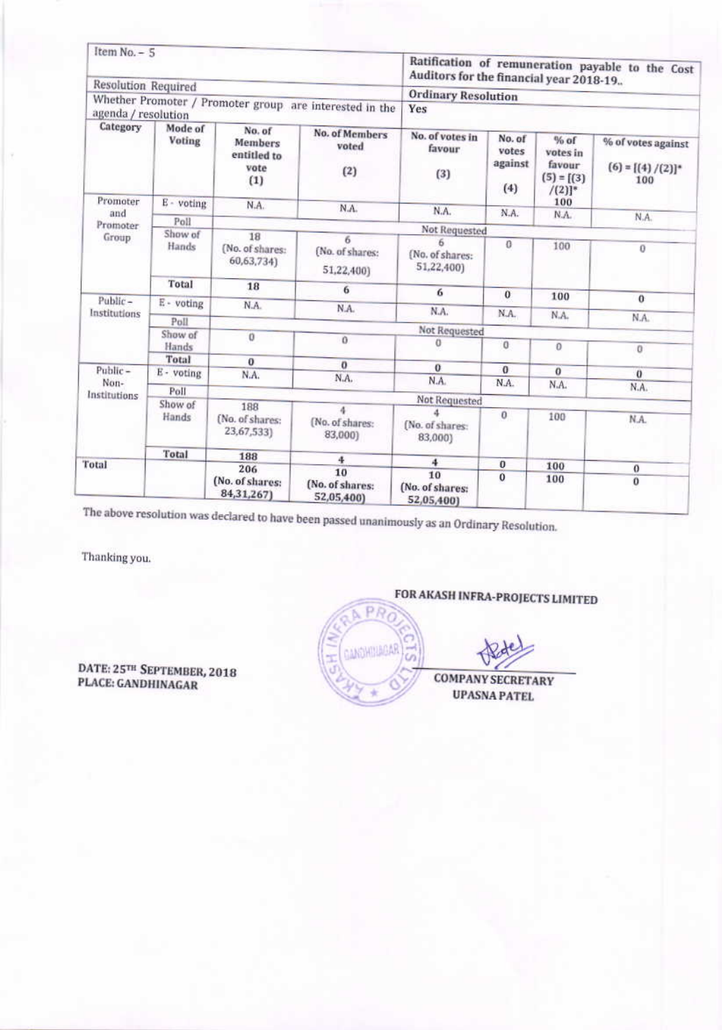| Item No. – 5 | | | | Ratification of remuneration payable to the Cost Auditors for the financial year 2018-19.. | | | |
|---|---|---|---|---|---|---|---|
| Resolution Required | | | | Ordinary Resolution | | | |
| Whether Promoter / Promoter group are interested in the agenda / resolution | | | | Yes | | | |
| Category | Mode of Voting | No. of Members entitled to vote (1) | No. of Members voted (2) | No. of votes in favour (3) | No. of votes against (4) | % of votes in favour (5) = [(3) /(2)]* 100 | % of votes against (6) = [(4) /(2)]* 100 |
| Promoter and Promoter Group | E - voting | N.A. | N.A. | N.A. | N.A. | N.A. | N.A. |
| | Poll | Not Requested | | | | | |
| | Show of Hands | 18 (No. of shares: 60,63,734) | 6 (No. of shares: 51,22,400) | 6 (No. of shares: 51,22,400) | 0 | 100 | 0 |
| | Total | 18 | 6 | 6 | 0 | 100 | 0 |
| Public – Institutions | E - voting | N.A. | N.A. | N.A. | N.A. | N.A. | N.A. |
| | Poll | Not Requested | | | | | |
| | Show of Hands | 0 | 0 | 0 | 0 | 0 | 0 |
| | Total | 0 | 0 | 0 | 0 | 0 | 0 |
| Public – Non-Institutions | E - voting | N.A. | N.A. | N.A. | N.A. | N.A. | N.A. |
| | Poll | Not Requested | | | | | |
| | Show of Hands | 188 (No. of shares: 23,67,533) | 4 (No. of shares: 83,000) | 4 (No. of shares: 83,000) | 0 | 100 | N.A. |
| | Total | 188 | 4 | 4 | 0 | 100 | 0 |
| Total | | 206 (No. of shares: 84,31,267) | 10 (No. of shares: 52,05,400) | 10 (No. of shares: 52,05,400) | 0 | 100 | 0 |

The above resolution was declared to have been passed unanimously as an Ordinary Resolution.

Thanking you.

**FOR AKASH INFRA-PROJECTS LIMITED**

**COMPANY SECRETARY**
**UPASNA PATEL**

**DATE: 25TH SEPTEMBER, 2018**
**PLACE: GANDHINAGAR**